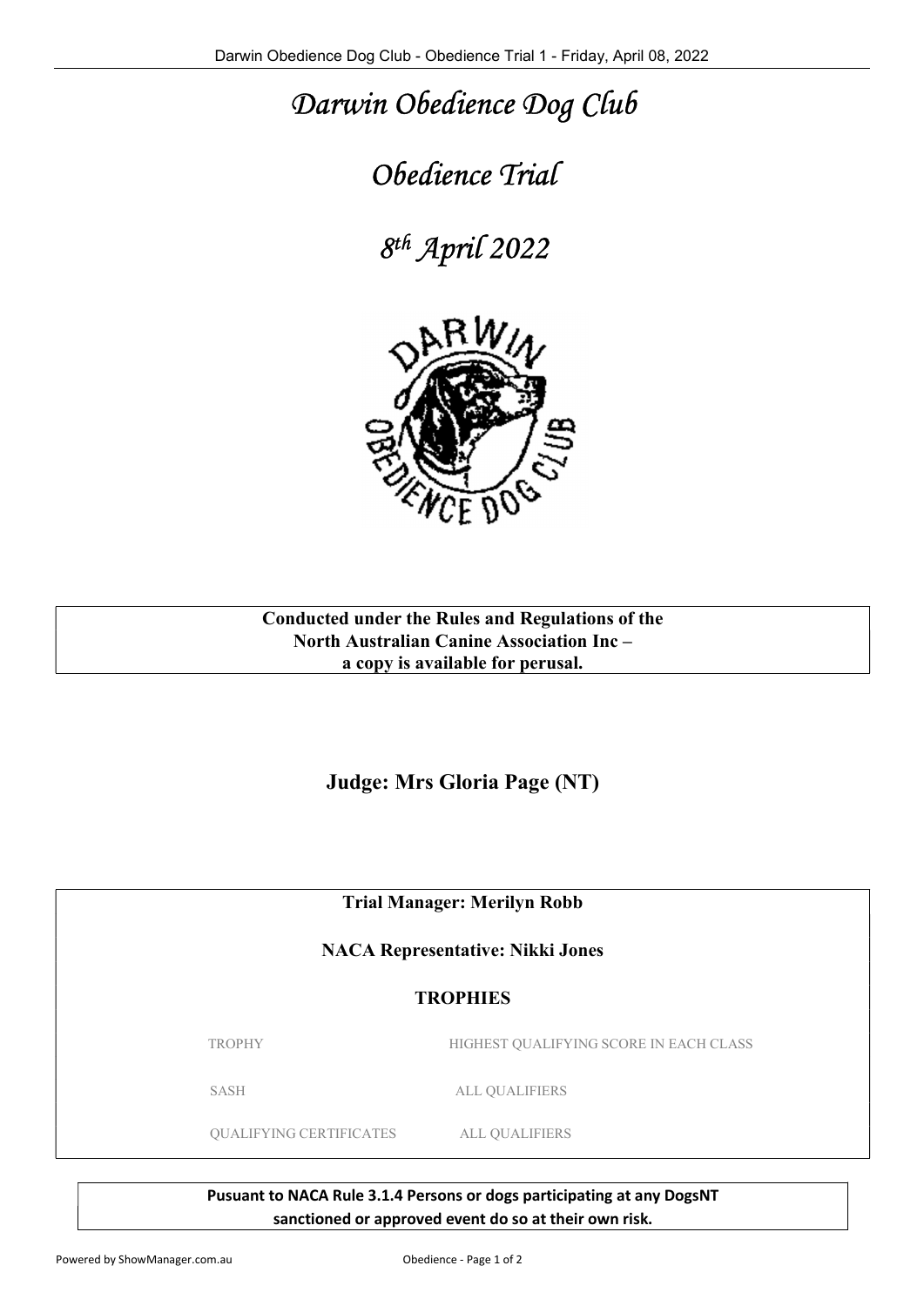# *Darwin Obedience Dog Club*

# *Obedience Trial*

# *8th April 2022*

**Conducted under the Rules and Regulations of the North Australian Canine Association Inc – a copy is available for perusal.**

## Judge: Mrs Gloria Page (NT)

**Trial Manager: Merilyn Robb**

**NACA Representative: Nikki Jones**

**TROPHIES**

| | |
|---|---|
| TROPHY | HIGHEST QUALIFYING SCORE IN EACH CLASS |
| SASH | ALL QUALIFIERS |
| QUALIFYING CERTIFICATES | ALL QUALIFIERS |

**Pusuant to NACA Rule 3.1.4 Persons or dogs participating at any DogsNT sanctioned or approved event do so at their own risk.**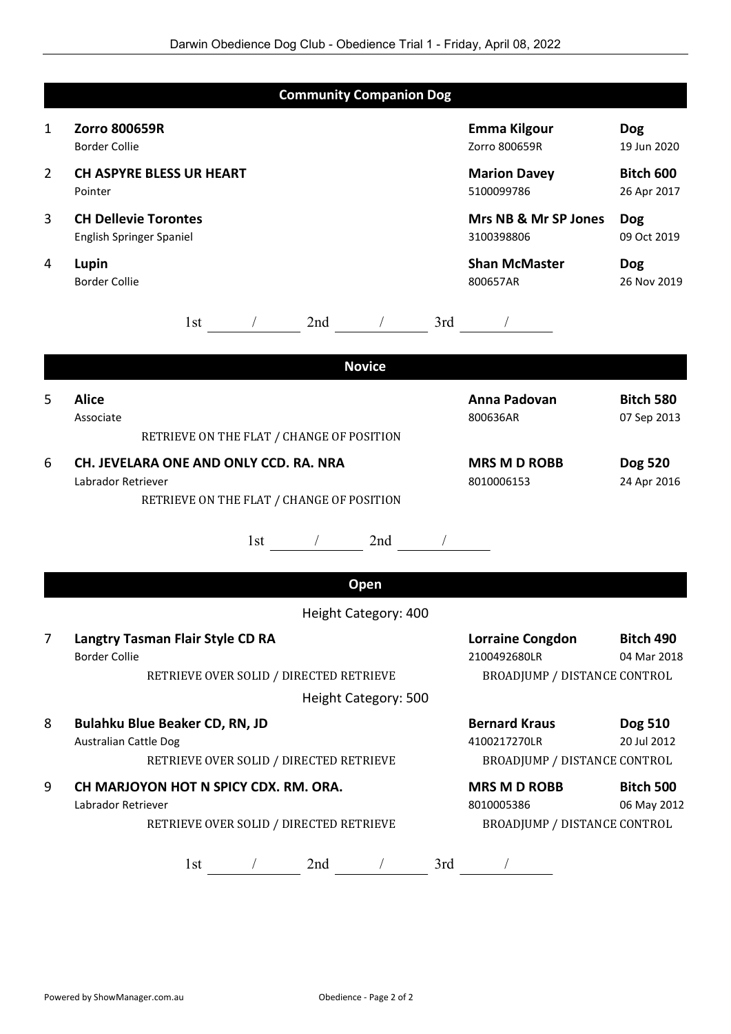## Community Companion Dog

1 **Zorro 800659R** — **Emma Kilgour** — **Dog**
Border Collie — Zorro 800659R — 19 Jun 2020

2 **CH ASPYRE BLESS UR HEART** — **Marion Davey** — **Bitch 600**
Pointer — 5100099786 — 26 Apr 2017

3 **CH Dellevie Torontes** — **Mrs NB & Mr SP Jones** — **Dog**
English Springer Spaniel — 3100398806 — 09 Oct 2019

4 **Lupin** — **Shan McMaster** — **Dog**
Border Collie — 800657AR — 26 Nov 2019

1st ______ / ______ 2nd ______ / ______ 3rd ______ / ______

## Novice

5 **Alice** — **Anna Padovan** — **Bitch 580**
Associate — 800636AR — 07 Sep 2013
RETRIEVE ON THE FLAT / CHANGE OF POSITION

6 **CH. JEVELARA ONE AND ONLY CCD. RA. NRA** — **MRS M D ROBB** — **Dog 520**
Labrador Retriever — 8010006153 — 24 Apr 2016
RETRIEVE ON THE FLAT / CHANGE OF POSITION

1st ______ / ______ 2nd ______ / ______

## Open

Height Category: 400

7 **Langtry Tasman Flair Style CD RA** — **Lorraine Congdon** — **Bitch 490**
Border Collie — 2100492680LR — 04 Mar 2018
RETRIEVE OVER SOLID / DIRECTED RETRIEVE — BROADJUMP / DISTANCE CONTROL

Height Category: 500

8 **Bulahku Blue Beaker CD, RN, JD** — **Bernard Kraus** — **Dog 510**
Australian Cattle Dog — 4100217270LR — 20 Jul 2012
RETRIEVE OVER SOLID / DIRECTED RETRIEVE — BROADJUMP / DISTANCE CONTROL

9 **CH MARJOYON HOT N SPICY CDX. RM. ORA.** — **MRS M D ROBB** — **Bitch 500**
Labrador Retriever — 8010005386 — 06 May 2012
RETRIEVE OVER SOLID / DIRECTED RETRIEVE — BROADJUMP / DISTANCE CONTROL

1st ______ / ______ 2nd ______ / ______ 3rd ______ / ______